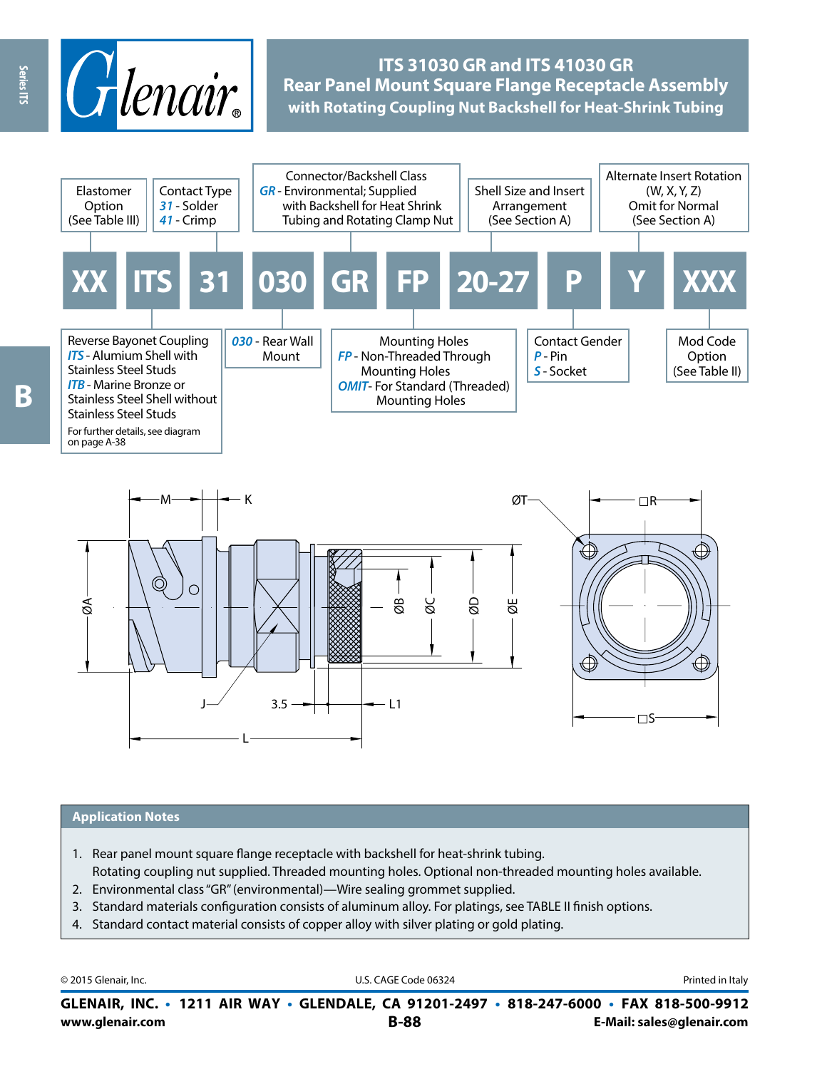# ITS 31030 GR and ITS 41030 GR
## Rear Panel Mount Square Flange Receptacle Assembly
### with Rotating Coupling Nut Backshell for Heat-Shrink Tubing

**XX ITS 31 030 GR FP 20-27 P Y XXX**

- **XX** – Elastomer Option (See Table III)
- **ITS** – Reverse Bayonet Coupling
  - *ITS* - Alumium Shell with Stainless Steel Studs
  - *ITB* - Marine Bronze or Stainless Steel Shell without Stainless Steel Studs
  - For further details, see diagram on page A-38
- **31** – Contact Type
  - *31* - Solder
  - *41* - Crimp
- **030** – Rear Wall Mount
- **GR** – Connector/Backshell Class
  - *GR* - Environmental; Supplied with Backshell for Heat Shrink Tubing and Rotating Clamp Nut
- **FP** – Mounting Holes
  - *FP* - Non-Threaded Through Mounting Holes
  - *OMIT*- For Standard (Threaded) Mounting Holes
- **20-27** – Shell Size and Insert Arrangement (See Section A)
- **P** – Contact Gender
  - *P* - Pin
  - *S* - Socket
- **Y** – Alternate Insert Rotation (W, X, Y, Z) Omit for Normal (See Section A)
- **XXX** – Mod Code Option (See Table II)

## Application Notes

1. Rear panel mount square flange receptacle with backshell for heat-shrink tubing. Rotating coupling nut supplied. Threaded mounting holes. Optional non-threaded mounting holes available.
2. Environmental class "GR" (environmental)—Wire sealing grommet supplied.
3. Standard materials configuration consists of aluminum alloy. For platings, see TABLE II finish options.
4. Standard contact material consists of copper alloy with silver plating or gold plating.

© 2015 Glenair, Inc. U.S. CAGE Code 06324 Printed in Italy

**GLENAIR, INC. • 1211 AIR WAY • GLENDALE, CA 91201-2497 • 818-247-6000 • FAX 818-500-9912**
**www.glenair.com** **E-Mail: sales@glenair.com**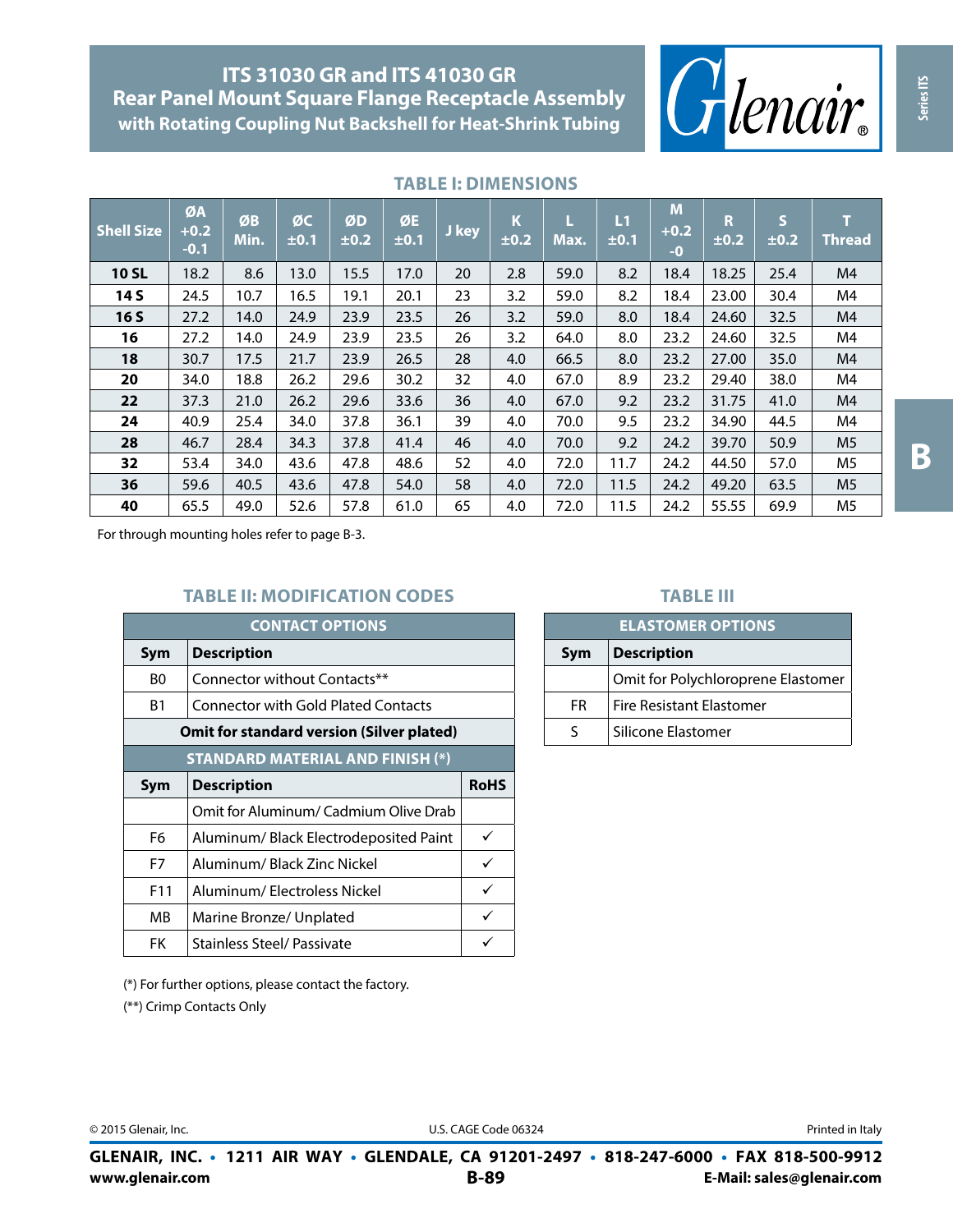# ITS 31030 GR and ITS 41030 GR
## Rear Panel Mount Square Flange Receptacle Assembly
### with Rotating Coupling Nut Backshell for Heat-Shrink Tubing

Glenair.

Series ITS

## TABLE I: DIMENSIONS

| Shell Size | ØA +0.2 -0.1 | ØB Min. | ØC ±0.1 | ØD ±0.2 | ØE ±0.1 | J key | K ±0.2 | L Max. | L1 ±0.1 | M +0.2 -0 | R ±0.2 | S ±0.2 | T Thread |
|---|---|---|---|---|---|---|---|---|---|---|---|---|---|
| **10 SL** | 18.2 | 8.6 | 13.0 | 15.5 | 17.0 | 20 | 2.8 | 59.0 | 8.2 | 18.4 | 18.25 | 25.4 | M4 |
| **14 S** | 24.5 | 10.7 | 16.5 | 19.1 | 20.1 | 23 | 3.2 | 59.0 | 8.2 | 18.4 | 23.00 | 30.4 | M4 |
| **16 S** | 27.2 | 14.0 | 24.9 | 23.9 | 23.5 | 26 | 3.2 | 59.0 | 8.0 | 18.4 | 24.60 | 32.5 | M4 |
| **16** | 27.2 | 14.0 | 24.9 | 23.9 | 23.5 | 26 | 3.2 | 64.0 | 8.0 | 23.2 | 24.60 | 32.5 | M4 |
| **18** | 30.7 | 17.5 | 21.7 | 23.9 | 26.5 | 28 | 4.0 | 66.5 | 8.0 | 23.2 | 27.00 | 35.0 | M4 |
| **20** | 34.0 | 18.8 | 26.2 | 29.6 | 30.2 | 32 | 4.0 | 67.0 | 8.9 | 23.2 | 29.40 | 38.0 | M4 |
| **22** | 37.3 | 21.0 | 26.2 | 29.6 | 33.6 | 36 | 4.0 | 67.0 | 9.2 | 23.2 | 31.75 | 41.0 | M4 |
| **24** | 40.9 | 25.4 | 34.0 | 37.8 | 36.1 | 39 | 4.0 | 70.0 | 9.5 | 23.2 | 34.90 | 44.5 | M4 |
| **28** | 46.7 | 28.4 | 34.3 | 37.8 | 41.4 | 46 | 4.0 | 70.0 | 9.2 | 24.2 | 39.70 | 50.9 | M5 |
| **32** | 53.4 | 34.0 | 43.6 | 47.8 | 48.6 | 52 | 4.0 | 72.0 | 11.7 | 24.2 | 44.50 | 57.0 | M5 |
| **36** | 59.6 | 40.5 | 43.6 | 47.8 | 54.0 | 58 | 4.0 | 72.0 | 11.5 | 24.2 | 49.20 | 63.5 | M5 |
| **40** | 65.5 | 49.0 | 52.6 | 57.8 | 61.0 | 65 | 4.0 | 72.0 | 11.5 | 24.2 | 55.55 | 69.9 | M5 |

For through mounting holes refer to page B-3.

## TABLE II: MODIFICATION CODES

| CONTACT OPTIONS | | |
|---|---|---|
| **Sym** | **Description** | |
| B0 | Connector without Contacts** | |
| B1 | Connector with Gold Plated Contacts | |
| **Omit for standard version (Silver plated)** | | |
| **STANDARD MATERIAL AND FINISH (*)** | | |
| **Sym** | **Description** | **RoHS** |
| | Omit for Aluminum/ Cadmium Olive Drab | |
| F6 | Aluminum/ Black Electrodeposited Paint | ✓ |
| F7 | Aluminum/ Black Zinc Nickel | ✓ |
| F11 | Aluminum/ Electroless Nickel | ✓ |
| MB | Marine Bronze/ Unplated | ✓ |
| FK | Stainless Steel/ Passivate | ✓ |

(*) For further options, please contact the factory.

(**) Crimp Contacts Only

## TABLE III

| ELASTOMER OPTIONS | |
|---|---|
| **Sym** | **Description** |
| | Omit for Polychloroprene Elastomer |
| FR | Fire Resistant Elastomer |
| S | Silicone Elastomer |

B

© 2015 Glenair, Inc. U.S. CAGE Code 06324 Printed in Italy

**GLENAIR, INC. • 1211 AIR WAY • GLENDALE, CA 91201-2497 • 818-247-6000 • FAX 818-500-9912**

**www.glenair.com** **E-Mail: sales@glenair.com**